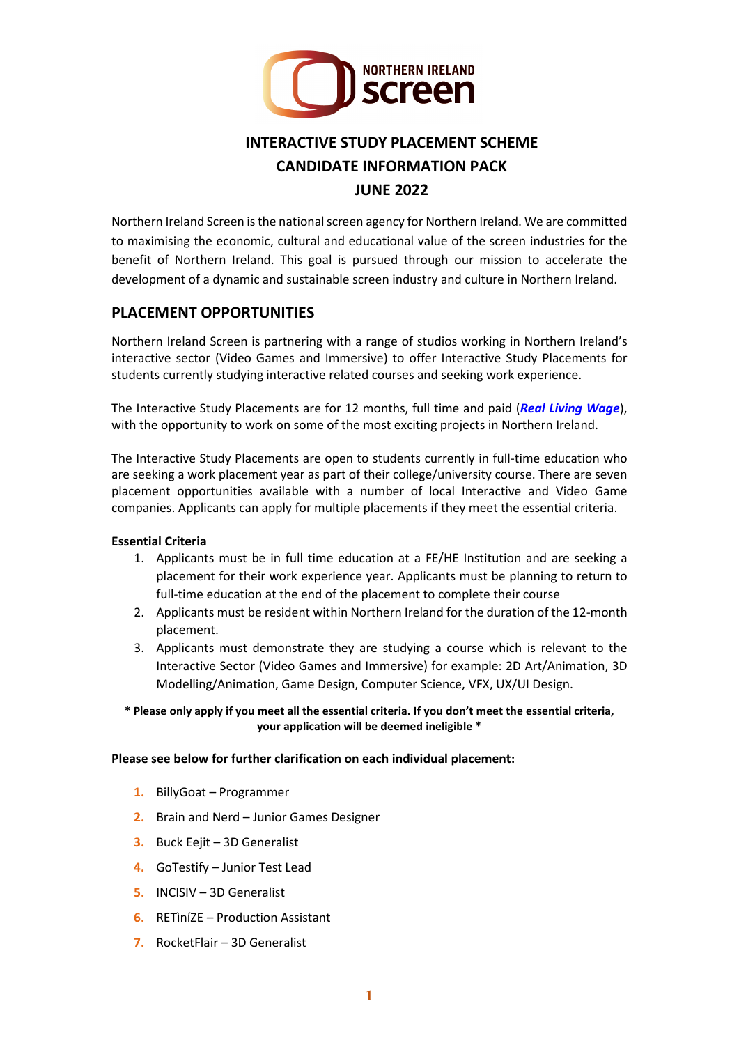# INTERACTIVE STUDY PLACEMENT SCHEME
# CANDIDATE INFORMATION PACK
# JUNE 2022

Northern Ireland Screen is the national screen agency for Northern Ireland. We are committed to maximising the economic, cultural and educational value of the screen industries for the benefit of Northern Ireland. This goal is pursued through our mission to accelerate the development of a dynamic and sustainable screen industry and culture in Northern Ireland.

## PLACEMENT OPPORTUNITIES

Northern Ireland Screen is partnering with a range of studios working in Northern Ireland's interactive sector (Video Games and Immersive) to offer Interactive Study Placements for students currently studying interactive related courses and seeking work experience.

The Interactive Study Placements are for 12 months, full time and paid (***Real Living Wage***), with the opportunity to work on some of the most exciting projects in Northern Ireland.

The Interactive Study Placements are open to students currently in full-time education who are seeking a work placement year as part of their college/university course. There are seven placement opportunities available with a number of local Interactive and Video Game companies. Applicants can apply for multiple placements if they meet the essential criteria.

**Essential Criteria**

1. Applicants must be in full time education at a FE/HE Institution and are seeking a placement for their work experience year. Applicants must be planning to return to full-time education at the end of the placement to complete their course
2. Applicants must be resident within Northern Ireland for the duration of the 12-month placement.
3. Applicants must demonstrate they are studying a course which is relevant to the Interactive Sector (Video Games and Immersive) for example: 2D Art/Animation, 3D Modelling/Animation, Game Design, Computer Science, VFX, UX/UI Design.

**\* Please only apply if you meet all the essential criteria. If you don't meet the essential criteria, your application will be deemed ineligible \***

**Please see below for further clarification on each individual placement:**

1. BillyGoat – Programmer
2. Brain and Nerd – Junior Games Designer
3. Buck Eejit – 3D Generalist
4. GoTestify – Junior Test Lead
5. INCISIV – 3D Generalist
6. RETìníZE – Production Assistant
7. RocketFlair – 3D Generalist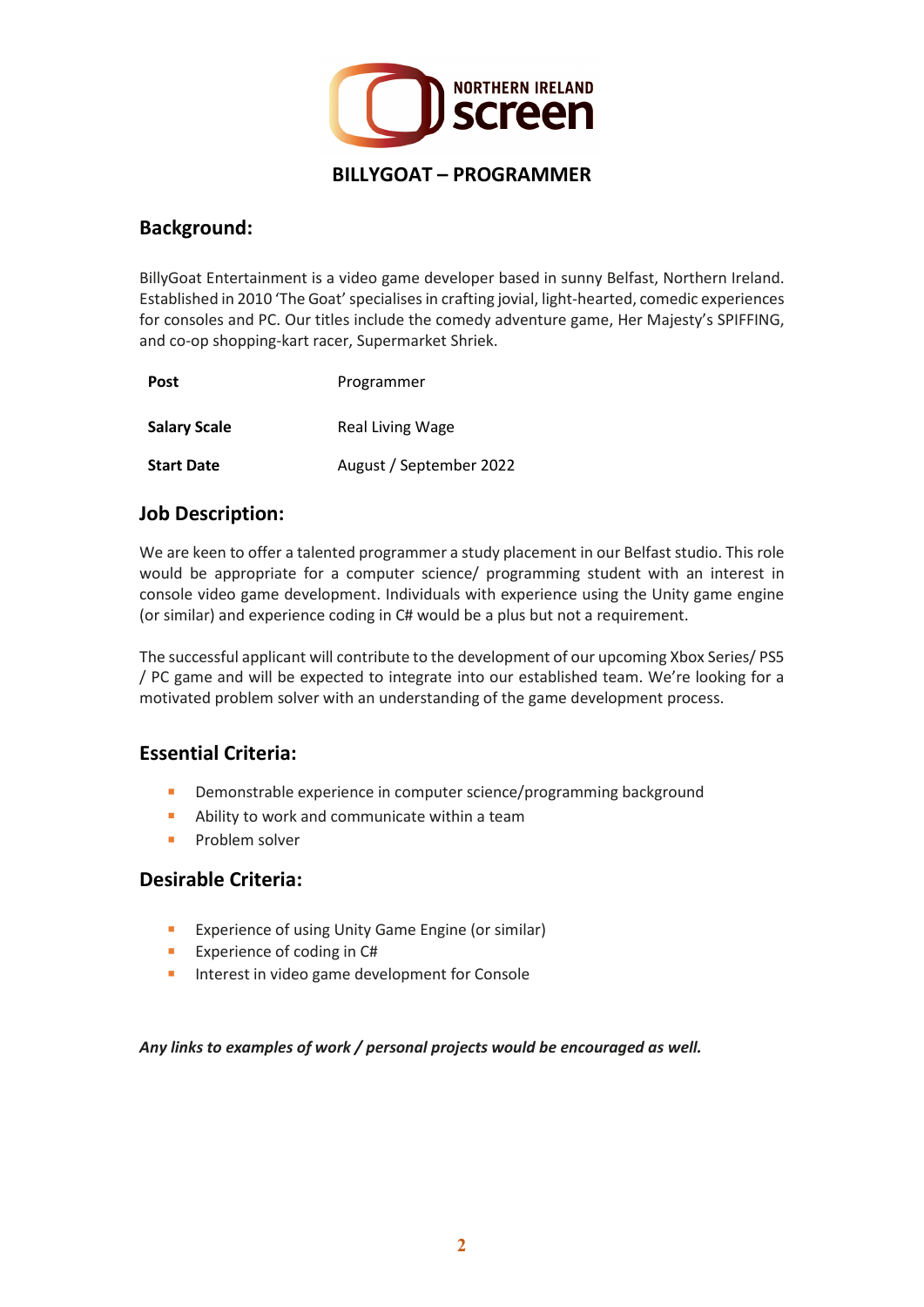## BILLYGOAT – PROGRAMMER

### Background:

BillyGoat Entertainment is a video game developer based in sunny Belfast, Northern Ireland. Established in 2010 'The Goat' specialises in crafting jovial, light-hearted, comedic experiences for consoles and PC. Our titles include the comedy adventure game, Her Majesty's SPIFFING, and co-op shopping-kart racer, Supermarket Shriek.

| | |
|---|---|
| **Post** | Programmer |
| **Salary Scale** | Real Living Wage |
| **Start Date** | August / September 2022 |

### Job Description:

We are keen to offer a talented programmer a study placement in our Belfast studio. This role would be appropriate for a computer science/ programming student with an interest in console video game development. Individuals with experience using the Unity game engine (or similar) and experience coding in C# would be a plus but not a requirement.

The successful applicant will contribute to the development of our upcoming Xbox Series/ PS5 / PC game and will be expected to integrate into our established team. We're looking for a motivated problem solver with an understanding of the game development process.

### Essential Criteria:

- Demonstrable experience in computer science/programming background
- Ability to work and communicate within a team
- Problem solver

### Desirable Criteria:

- Experience of using Unity Game Engine (or similar)
- Experience of coding in C#
- Interest in video game development for Console

***Any links to examples of work / personal projects would be encouraged as well.***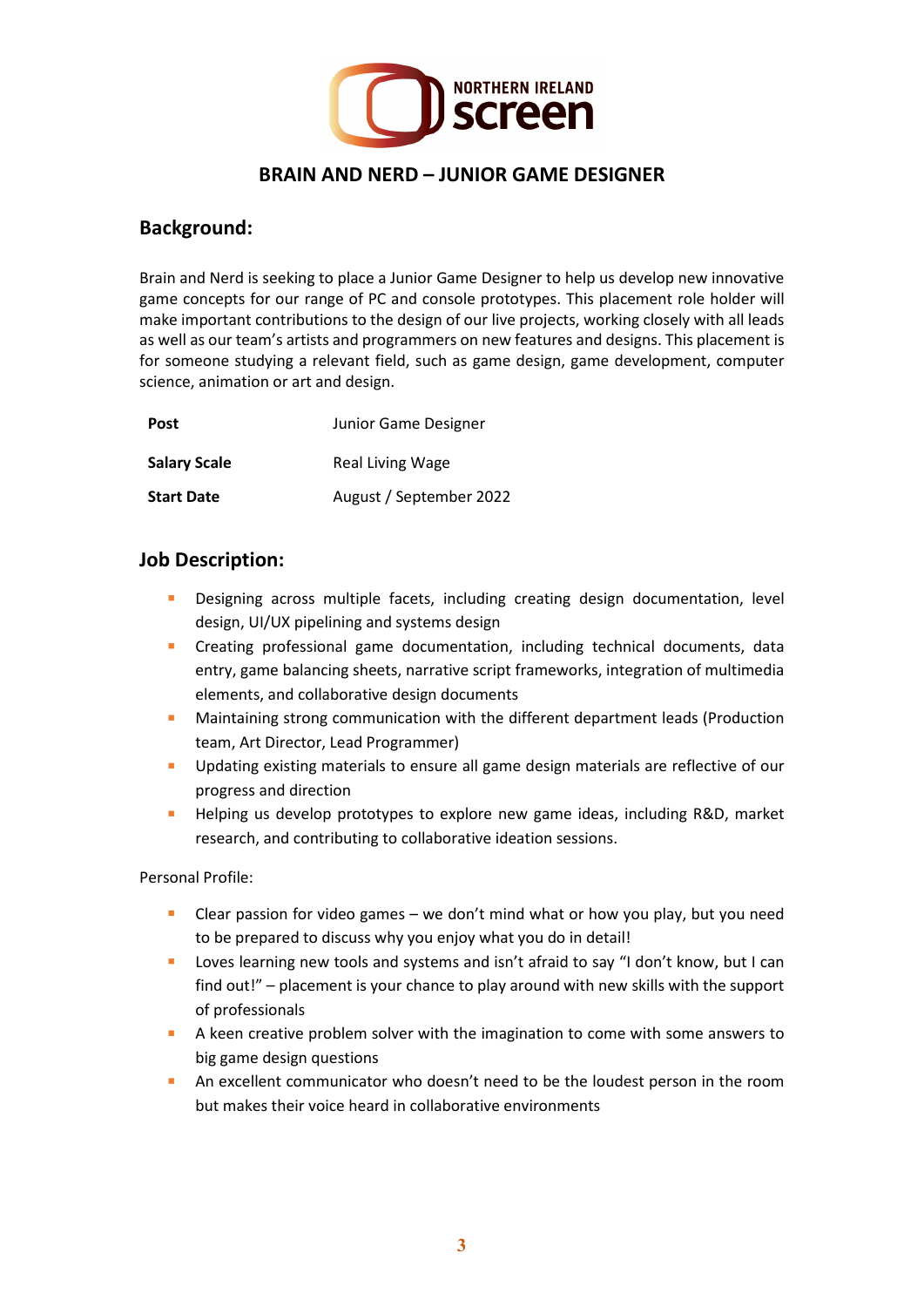# BRAIN AND NERD – JUNIOR GAME DESIGNER

## Background:

Brain and Nerd is seeking to place a Junior Game Designer to help us develop new innovative game concepts for our range of PC and console prototypes. This placement role holder will make important contributions to the design of our live projects, working closely with all leads as well as our team's artists and programmers on new features and designs. This placement is for someone studying a relevant field, such as game design, game development, computer science, animation or art and design.

| | |
|---|---|
| **Post** | Junior Game Designer |
| **Salary Scale** | Real Living Wage |
| **Start Date** | August / September 2022 |

## Job Description:

- Designing across multiple facets, including creating design documentation, level design, UI/UX pipelining and systems design
- Creating professional game documentation, including technical documents, data entry, game balancing sheets, narrative script frameworks, integration of multimedia elements, and collaborative design documents
- Maintaining strong communication with the different department leads (Production team, Art Director, Lead Programmer)
- Updating existing materials to ensure all game design materials are reflective of our progress and direction
- Helping us develop prototypes to explore new game ideas, including R&D, market research, and contributing to collaborative ideation sessions.

Personal Profile:

- Clear passion for video games – we don't mind what or how you play, but you need to be prepared to discuss why you enjoy what you do in detail!
- Loves learning new tools and systems and isn't afraid to say "I don't know, but I can find out!" – placement is your chance to play around with new skills with the support of professionals
- A keen creative problem solver with the imagination to come with some answers to big game design questions
- An excellent communicator who doesn't need to be the loudest person in the room but makes their voice heard in collaborative environments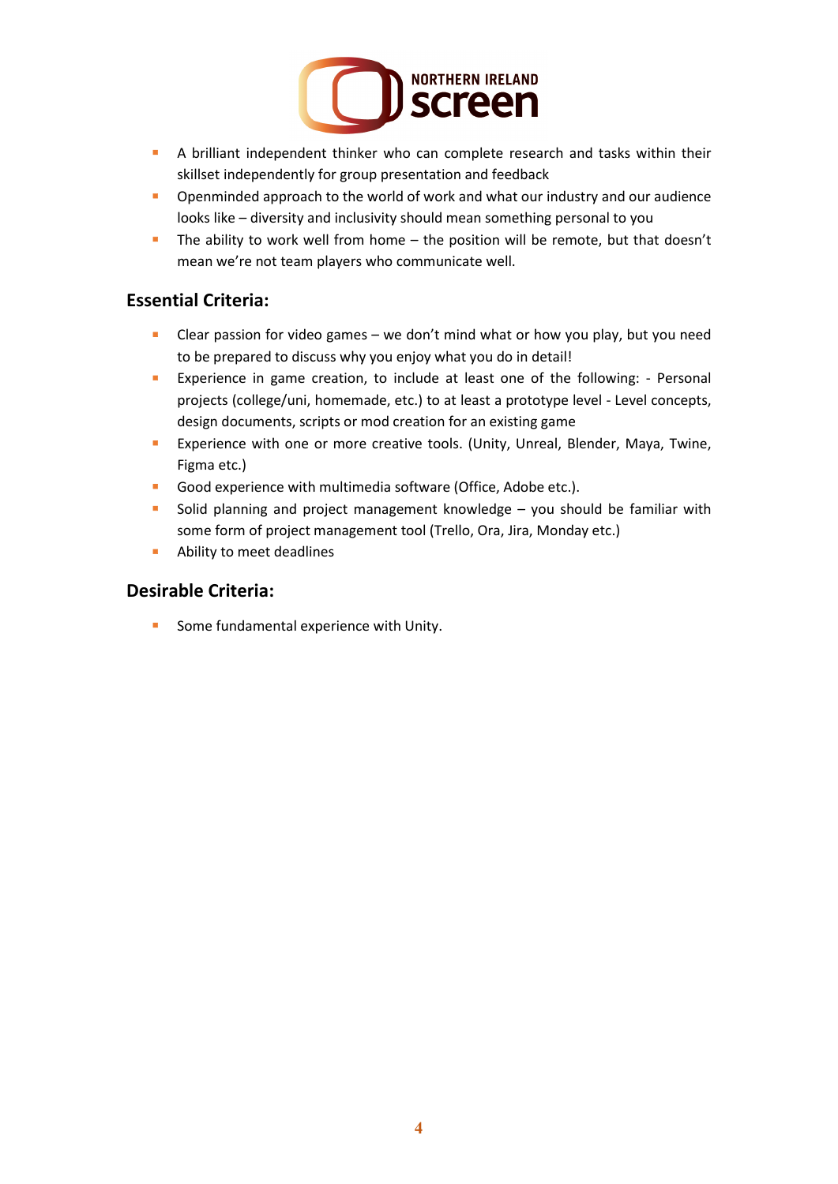- A brilliant independent thinker who can complete research and tasks within their skillset independently for group presentation and feedback
- Openminded approach to the world of work and what our industry and our audience looks like – diversity and inclusivity should mean something personal to you
- The ability to work well from home – the position will be remote, but that doesn't mean we're not team players who communicate well.

## Essential Criteria:

- Clear passion for video games – we don't mind what or how you play, but you need to be prepared to discuss why you enjoy what you do in detail!
- Experience in game creation, to include at least one of the following: - Personal projects (college/uni, homemade, etc.) to at least a prototype level - Level concepts, design documents, scripts or mod creation for an existing game
- Experience with one or more creative tools. (Unity, Unreal, Blender, Maya, Twine, Figma etc.)
- Good experience with multimedia software (Office, Adobe etc.).
- Solid planning and project management knowledge – you should be familiar with some form of project management tool (Trello, Ora, Jira, Monday etc.)
- Ability to meet deadlines

## Desirable Criteria:

- Some fundamental experience with Unity.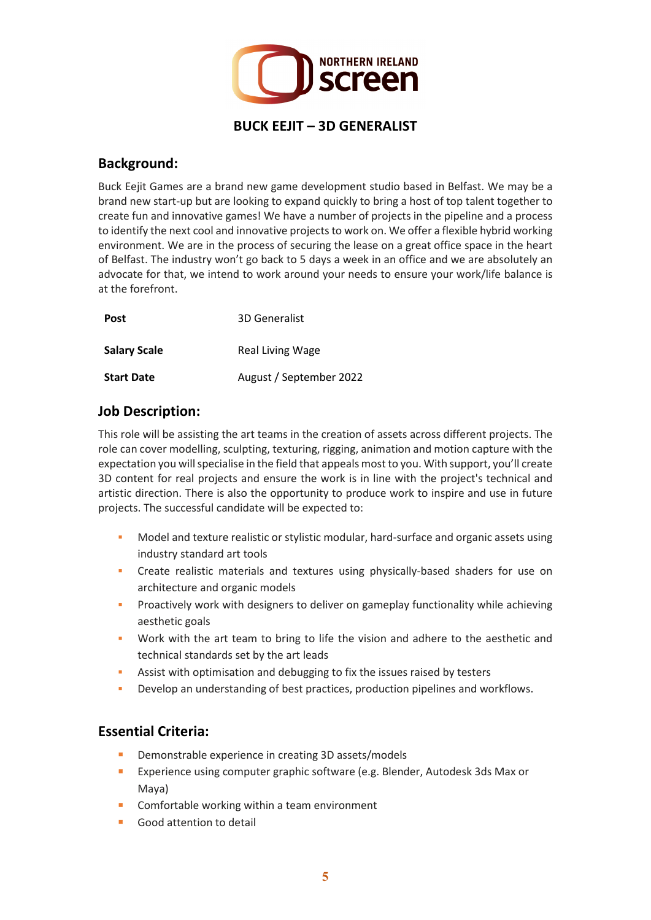# BUCK EEJIT – 3D GENERALIST

## Background:

Buck Eejit Games are a brand new game development studio based in Belfast. We may be a brand new start-up but are looking to expand quickly to bring a host of top talent together to create fun and innovative games! We have a number of projects in the pipeline and a process to identify the next cool and innovative projects to work on. We offer a flexible hybrid working environment. We are in the process of securing the lease on a great office space in the heart of Belfast. The industry won't go back to 5 days a week in an office and we are absolutely an advocate for that, we intend to work around your needs to ensure your work/life balance is at the forefront.

| | |
|---|---|
| **Post** | 3D Generalist |
| **Salary Scale** | Real Living Wage |
| **Start Date** | August / September 2022 |

## Job Description:

This role will be assisting the art teams in the creation of assets across different projects. The role can cover modelling, sculpting, texturing, rigging, animation and motion capture with the expectation you will specialise in the field that appeals most to you. With support, you'll create 3D content for real projects and ensure the work is in line with the project's technical and artistic direction. There is also the opportunity to produce work to inspire and use in future projects. The successful candidate will be expected to:

- Model and texture realistic or stylistic modular, hard-surface and organic assets using industry standard art tools
- Create realistic materials and textures using physically-based shaders for use on architecture and organic models
- Proactively work with designers to deliver on gameplay functionality while achieving aesthetic goals
- Work with the art team to bring to life the vision and adhere to the aesthetic and technical standards set by the art leads
- Assist with optimisation and debugging to fix the issues raised by testers
- Develop an understanding of best practices, production pipelines and workflows.

## Essential Criteria:

- Demonstrable experience in creating 3D assets/models
- Experience using computer graphic software (e.g. Blender, Autodesk 3ds Max or Maya)
- Comfortable working within a team environment
- Good attention to detail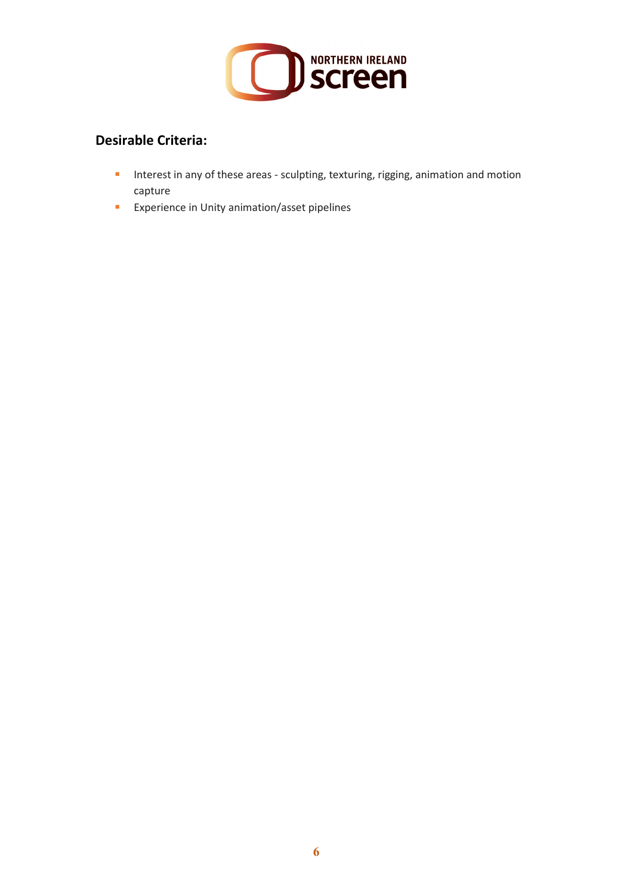## Desirable Criteria:

- Interest in any of these areas - sculpting, texturing, rigging, animation and motion capture
- Experience in Unity animation/asset pipelines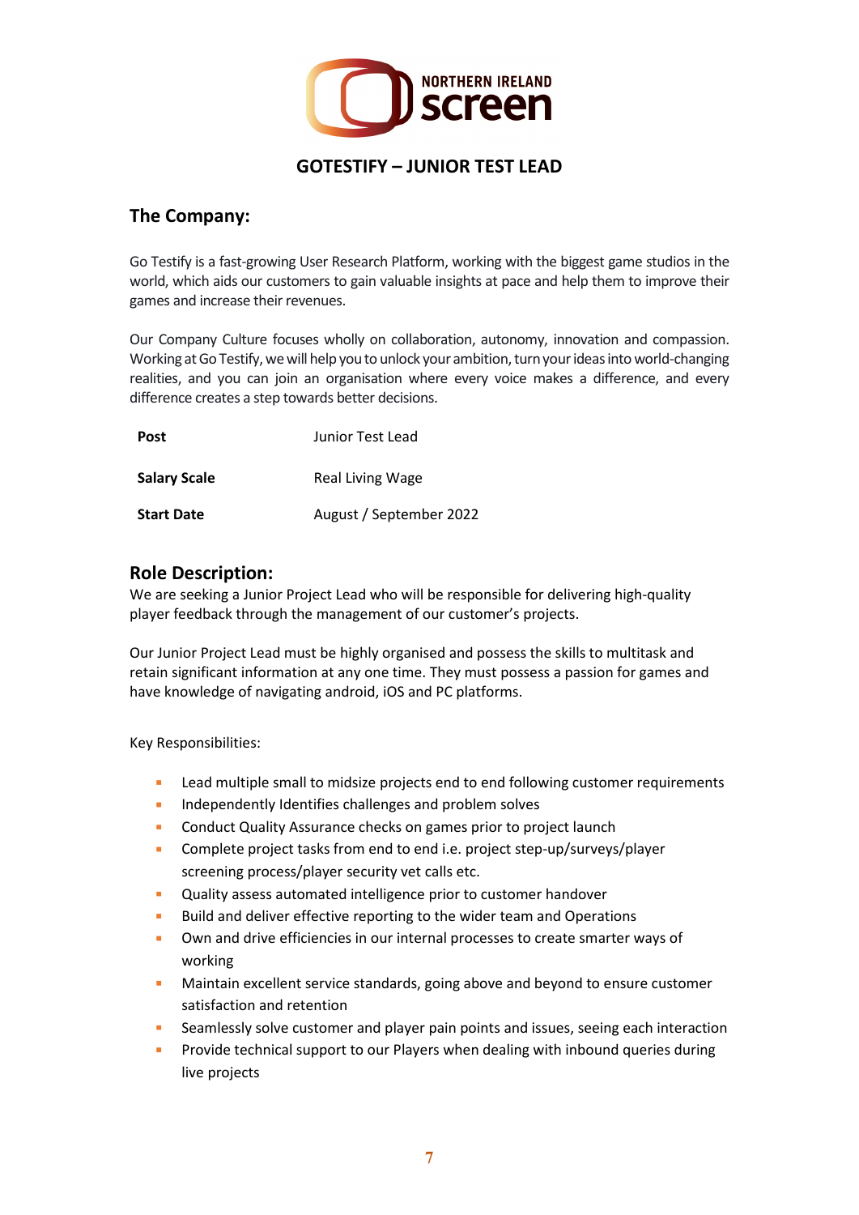# GOTESTIFY – JUNIOR TEST LEAD

## The Company:

Go Testify is a fast-growing User Research Platform, working with the biggest game studios in the world, which aids our customers to gain valuable insights at pace and help them to improve their games and increase their revenues.

Our Company Culture focuses wholly on collaboration, autonomy, innovation and compassion. Working at Go Testify, we will help you to unlock your ambition, turn your ideas into world-changing realities, and you can join an organisation where every voice makes a difference, and every difference creates a step towards better decisions.

| | |
|---|---|
| **Post** | Junior Test Lead |
| **Salary Scale** | Real Living Wage |
| **Start Date** | August / September 2022 |

## Role Description:

We are seeking a Junior Project Lead who will be responsible for delivering high-quality player feedback through the management of our customer's projects.

Our Junior Project Lead must be highly organised and possess the skills to multitask and retain significant information at any one time. They must possess a passion for games and have knowledge of navigating android, iOS and PC platforms.

Key Responsibilities:

- Lead multiple small to midsize projects end to end following customer requirements
- Independently Identifies challenges and problem solves
- Conduct Quality Assurance checks on games prior to project launch
- Complete project tasks from end to end i.e. project step-up/surveys/player screening process/player security vet calls etc.
- Quality assess automated intelligence prior to customer handover
- Build and deliver effective reporting to the wider team and Operations
- Own and drive efficiencies in our internal processes to create smarter ways of working
- Maintain excellent service standards, going above and beyond to ensure customer satisfaction and retention
- Seamlessly solve customer and player pain points and issues, seeing each interaction
- Provide technical support to our Players when dealing with inbound queries during live projects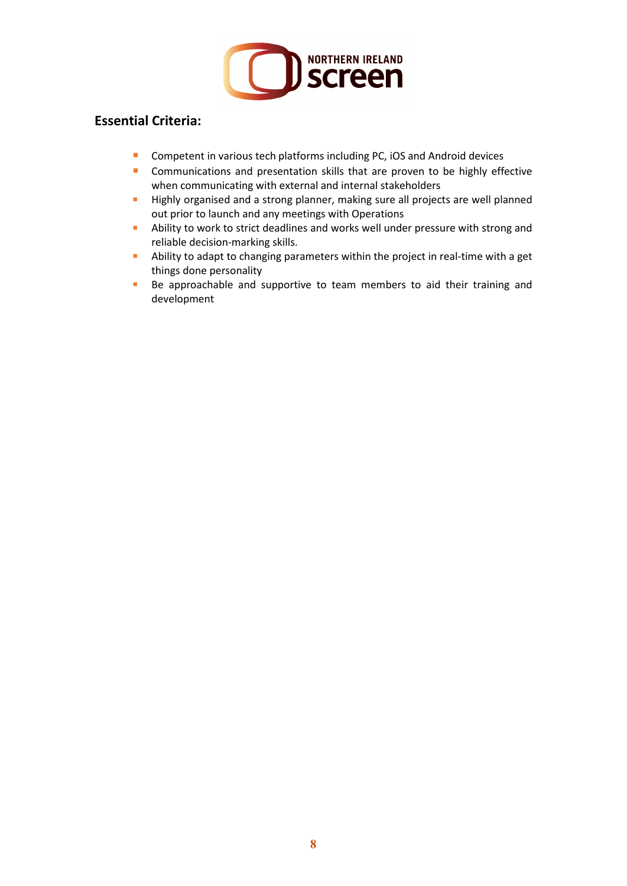## Essential Criteria:

- Competent in various tech platforms including PC, iOS and Android devices
- Communications and presentation skills that are proven to be highly effective when communicating with external and internal stakeholders
- Highly organised and a strong planner, making sure all projects are well planned out prior to launch and any meetings with Operations
- Ability to work to strict deadlines and works well under pressure with strong and reliable decision-marking skills.
- Ability to adapt to changing parameters within the project in real-time with a get things done personality
- Be approachable and supportive to team members to aid their training and development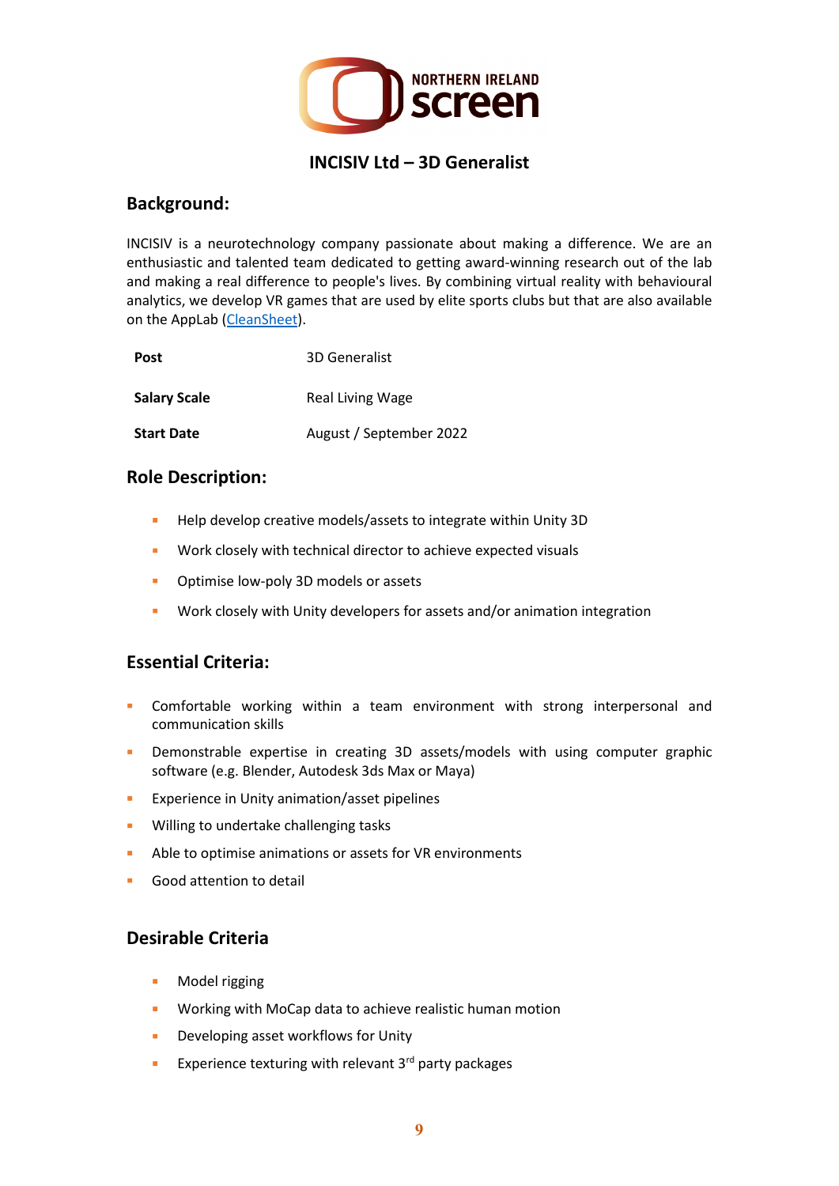# INCISIV Ltd – 3D Generalist

## Background:

INCISIV is a neurotechnology company passionate about making a difference. We are an enthusiastic and talented team dedicated to getting award-winning research out of the lab and making a real difference to people's lives. By combining virtual reality with behavioural analytics, we develop VR games that are used by elite sports clubs but that are also available on the AppLab (CleanSheet).

| | |
|---|---|
| **Post** | 3D Generalist |
| **Salary Scale** | Real Living Wage |
| **Start Date** | August / September 2022 |

## Role Description:

- Help develop creative models/assets to integrate within Unity 3D
- Work closely with technical director to achieve expected visuals
- Optimise low-poly 3D models or assets
- Work closely with Unity developers for assets and/or animation integration

## Essential Criteria:

- Comfortable working within a team environment with strong interpersonal and communication skills
- Demonstrable expertise in creating 3D assets/models with using computer graphic software (e.g. Blender, Autodesk 3ds Max or Maya)
- Experience in Unity animation/asset pipelines
- Willing to undertake challenging tasks
- Able to optimise animations or assets for VR environments
- Good attention to detail

## Desirable Criteria

- Model rigging
- Working with MoCap data to achieve realistic human motion
- Developing asset workflows for Unity
- Experience texturing with relevant 3rd party packages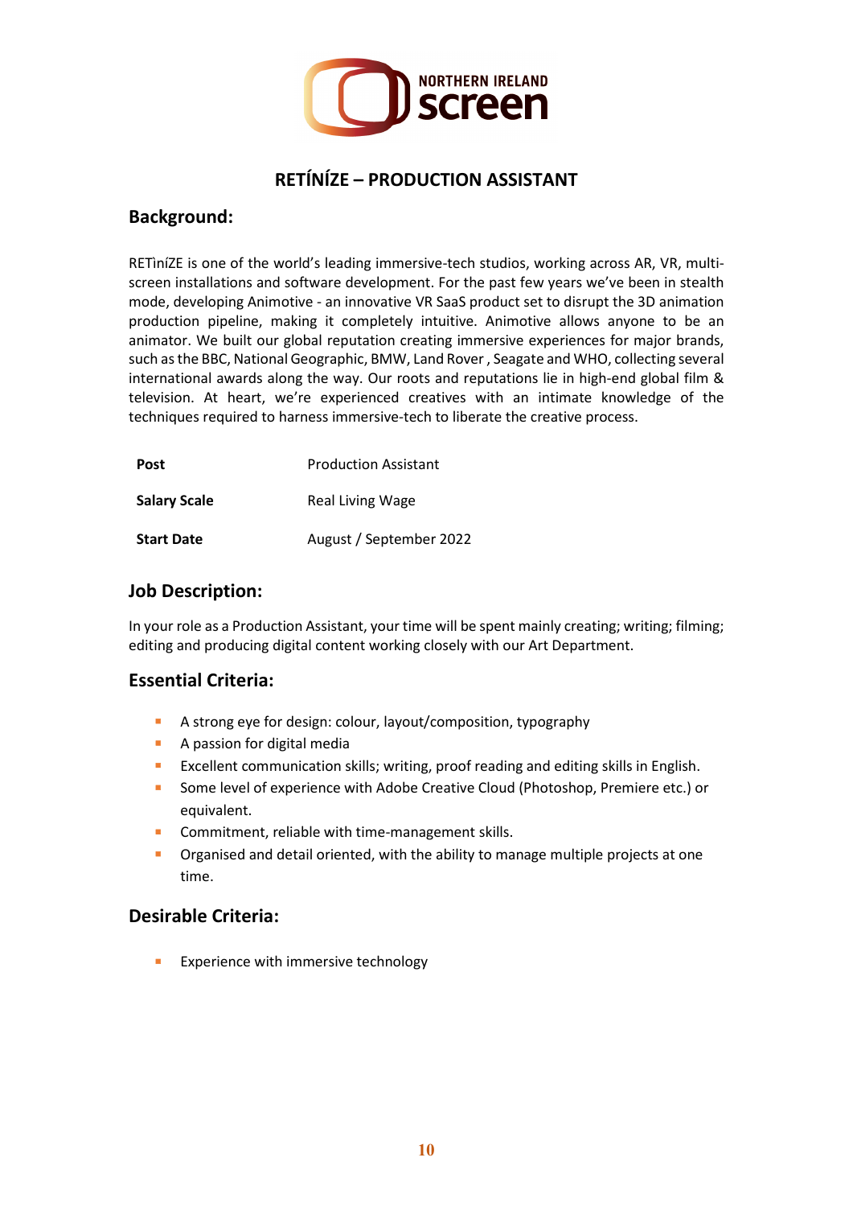## RETÍNÍZE – PRODUCTION ASSISTANT

## Background:

RETìníZE is one of the world's leading immersive-tech studios, working across AR, VR, multi-screen installations and software development. For the past few years we've been in stealth mode, developing Animotive - an innovative VR SaaS product set to disrupt the 3D animation production pipeline, making it completely intuitive. Animotive allows anyone to be an animator. We built our global reputation creating immersive experiences for major brands, such as the BBC, National Geographic, BMW, Land Rover , Seagate and WHO, collecting several international awards along the way. Our roots and reputations lie in high-end global film & television. At heart, we're experienced creatives with an intimate knowledge of the techniques required to harness immersive-tech to liberate the creative process.

| | |
|---|---|
| **Post** | Production Assistant |
| **Salary Scale** | Real Living Wage |
| **Start Date** | August / September 2022 |

## Job Description:

In your role as a Production Assistant, your time will be spent mainly creating; writing; filming; editing and producing digital content working closely with our Art Department.

## Essential Criteria:

- A strong eye for design: colour, layout/composition, typography
- A passion for digital media
- Excellent communication skills; writing, proof reading and editing skills in English.
- Some level of experience with Adobe Creative Cloud (Photoshop, Premiere etc.) or equivalent.
- Commitment, reliable with time-management skills.
- Organised and detail oriented, with the ability to manage multiple projects at one time.

## Desirable Criteria:

- Experience with immersive technology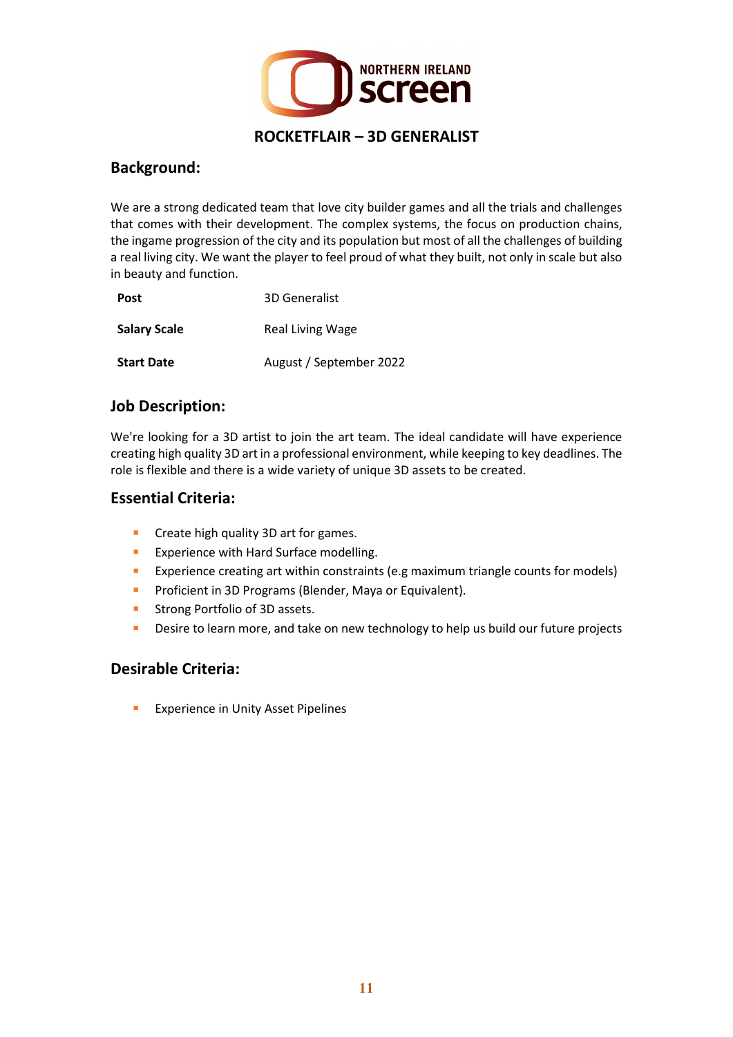NORTHERN IRELAND screen

# ROCKETFLAIR – 3D GENERALIST

## Background:

We are a strong dedicated team that love city builder games and all the trials and challenges that comes with their development. The complex systems, the focus on production chains, the ingame progression of the city and its population but most of all the challenges of building a real living city. We want the player to feel proud of what they built, not only in scale but also in beauty and function.

| | |
|---|---|
| **Post** | 3D Generalist |
| **Salary Scale** | Real Living Wage |
| **Start Date** | August / September 2022 |

## Job Description:

We're looking for a 3D artist to join the art team. The ideal candidate will have experience creating high quality 3D art in a professional environment, while keeping to key deadlines. The role is flexible and there is a wide variety of unique 3D assets to be created.

## Essential Criteria:

- Create high quality 3D art for games.
- Experience with Hard Surface modelling.
- Experience creating art within constraints (e.g maximum triangle counts for models)
- Proficient in 3D Programs (Blender, Maya or Equivalent).
- Strong Portfolio of 3D assets.
- Desire to learn more, and take on new technology to help us build our future projects

## Desirable Criteria:

- Experience in Unity Asset Pipelines